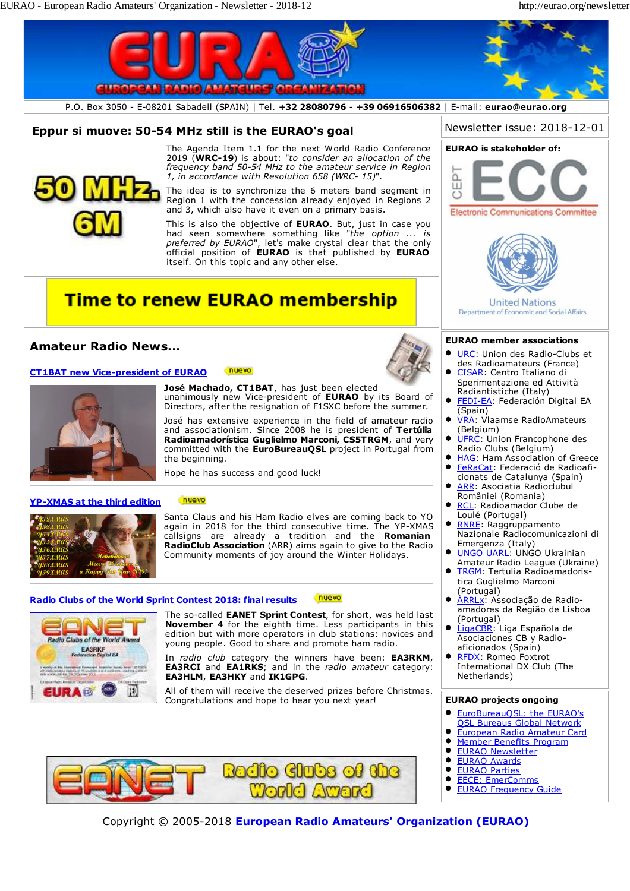P.O. Box 3050 - E-08201 Sabadell (SPAIN) | Tel. **+32 28080796** - **+39 06916506382** | E-mail: **eurao@eurao.org**

Newsletter issue: 2018-12-01

## Eppur si muove: 50-54 MHz still is the EURAO's goal

The Agenda Item 1.1 for the next World Radio Conference 2019 (**WRC-19**) is about: "*to consider an allocation of the frequency band 50-54 MHz to the amateur service in Region 1, in accordance with Resolution 658 (WRC- 15)*".

The idea is to synchronize the 6 meters band segment in Region 1 with the concession already enjoyed in Regions 2 and 3, which also have it even on a primary basis.

This is also the objective of **EURAO**. But, just in case you had seen somewhere something like "*the option ... is preferred by EURAO*", let's make crystal clear that the only official position of **EURAO** is that published by **EURAO** itself. On this topic and any other else.

**Time to renew EURAO membership**

## Amateur Radio News...

### CT1BAT new Vice-president of EURAO

nuevo

**José Machado, CT1BAT**, has just been elected unanimously new Vice-president of **EURAO** by its Board of Directors, after the resignation of F1SXC before the summer.

José has extensive experience in the field of amateur radio and associationism. Since 2008 he is president of **Tertúlia Radioamadorística Guglielmo Marconi, CS5TRGM**, and very committed with the **EuroBureauQSL** project in Portugal from the beginning.

Hope he has success and good luck!

### YP-XMAS at the third edition

nuevo

Santa Claus and his Ham Radio elves are coming back to YO again in 2018 for the third consecutive time. The YP-XMAS callsigns are already a tradition and the **Romanian RadioClub Association** (ARR) aims again to give to the Radio Community moments of joy around the Winter Holidays.

### Radio Clubs of the World Sprint Contest 2018: final results

nuevo

The so-called **EANET Sprint Contest**, for short, was held last **November 4** for the eighth time. Less participants in this edition but with more operators in club stations: novices and young people. Good to share and promote ham radio.

In *radio club* category the winners have been: **EA3RKM**, **EA3RCI** and **EA1RKS**; and in the *radio amateur* category: **EA3HLM**, **EA3HKY** and **IK1GPG**.

All of them will receive the deserved prizes before Christmas. Congratulations and hope to hear you next year!

### EURAO is stakeholder of:

- CEPT ECC – Electronic Communications Committee
- United Nations – Department of Economic and Social Affairs

### EURAO member associations

- URC: Union des Radio-Clubs et des Radioamateurs (France)
- CISAR: Centro Italiano di Sperimentazione ed Attività Radiantistiche (Italy)
- FEDI-EA: Federación Digital EA (Spain)
- VRA: Vlaamse RadioAmateurs (Belgium)
- UFRC: Union Francophone des Radio Clubs (Belgium)
- HAG: Ham Association of Greece
- FeRaCat: Federació de Radioaficionats de Catalunya (Spain)
- ARR: Asociatia Radioclubul României (Romania)
- RCL: Radioamador Clube de Loulé (Portugal)
- RNRE: Raggruppamento Nazionale Radiocomunicazioni di Emergenza (Italy)
- UNGO UARL: UNGO Ukrainian Amateur Radio League (Ukraine)
- TRGM: Tertulia Radioamadorística Guglielmo Marconi (Portugal)
- ARRLx: Associação de Radioamadores da Região de Lisboa (Portugal)
- LigaCBR: Liga Española de Asociaciones CB y Radioaficionados (Spain)
- RFDX: Romeo Foxtrot International DX Club (The Netherlands)

### EURAO projects ongoing

- EuroBureauQSL: the EURAO's QSL Bureaus Global Network
- European Radio Amateur Card
- Member Benefits Program
- EURAO Newsletter
- EURAO Awards
- EURAO Parties
- EECE: EmerComms
- EURAO Frequency Guide

Copyright © 2005-2018 **European Radio Amateurs' Organization (EURAO)**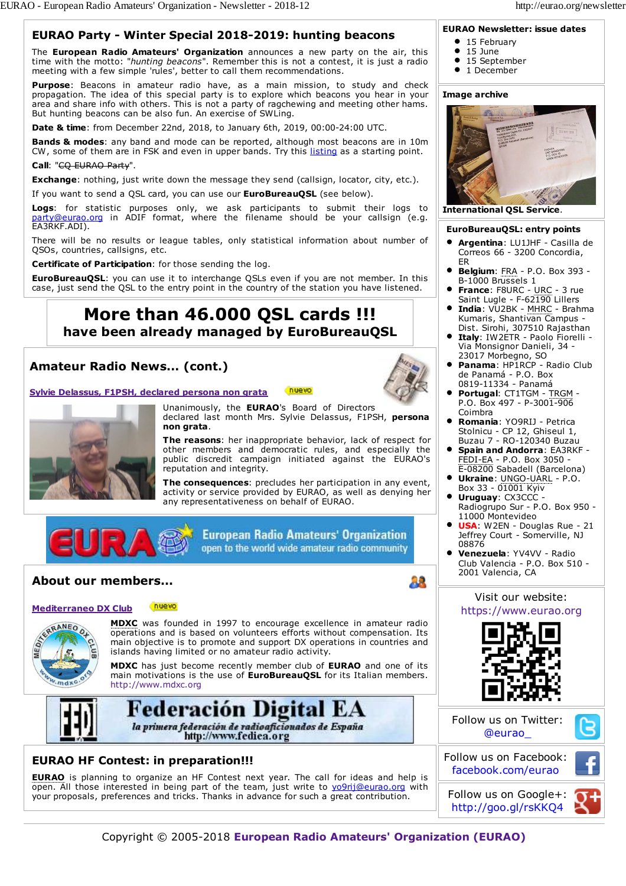## EURAO Party - Winter Special 2018-2019: hunting beacons

The **European Radio Amateurs' Organization** announces a new party on the air, this time with the motto: "*hunting beacons*". Remember this is not a contest, it is just a radio meeting with a few simple 'rules', better to call them recommendations.

**Purpose**: Beacons in amateur radio have, as a main mission, to study and check propagation. The idea of this special party is to explore which beacons you hear in your area and share info with others. This is not a party of ragchewing and meeting other hams. But hunting beacons can be also fun. An exercise of SWLing.

**Date & time**: from December 22nd, 2018, to January 6th, 2019, 00:00-24:00 UTC.

**Bands & modes**: any band and mode can be reported, although most beacons are in 10m CW, some of them are in FSK and even in upper bands. Try this listing as a starting point.

**Call**: "~~CQ EURAO Party~~".

**Exchange**: nothing, just write down the message they send (callsign, locator, city, etc.).

If you want to send a QSL card, you can use our **EuroBureauQSL** (see below).

**Logs**: for statistic purposes only, we ask participants to submit their logs to party@eurao.org in ADIF format, where the filename should be your callsign (e.g. EA3RKF.ADI).

There will be no results or league tables, only statistical information about number of QSOs, countries, callsigns, etc.

**Certificate of Participation**: for those sending the log.

**EuroBureauQSL**: you can use it to interchange QSLs even if you are not member. In this case, just send the QSL to the entry point in the country of the station you have listened.

# More than 46.000 QSL cards !!!
## have been already managed by EuroBureauQSL

## Amateur Radio News... (cont.)

**Sylvie Delassus, F1PSH, declared persona non grata** nuevo

Unanimously, the **EURAO**'s Board of Directors declared last month Mrs. Sylvie Delassus, F1PSH, **persona non grata**.

**The reasons**: her inappropriate behavior, lack of respect for other members and democratic rules, and especially the public discredit campaign initiated against the EURAO's reputation and integrity.

**The consequences**: precludes her participation in any event, activity or service provided by EURAO, as well as denying her any representativeness on behalf of EURAO.

EURAO European Radio Amateurs' Organization open to the world wide amateur radio community

## About our members...

**Mediterraneo DX Club** nuevo

**MDXC** was founded in 1997 to encourage excellence in amateur radio operations and is based on volunteers efforts without compensation. Its main objective is to promote and support DX operations in countries and islands having limited or no amateur radio activity.

**MDXC** has just become recently member club of **EURAO** and one of its main motivations is the use of **EuroBureauQSL** for its Italian members.
http://www.mdxc.org

Federación Digital EA
*la primera federación de radioaficionados de España*
http://www.fediea.org

## EURAO HF Contest: in preparation!!!

**EURAO** is planning to organize an HF Contest next year. The call for ideas and help is open. All those interested in being part of the team, just write to yo9rij@eurao.org with your proposals, preferences and tricks. Thanks in advance for such a great contribution.

### EURAO Newsletter: issue dates

- 15 February
- 15 June
- 15 September
- 1 December

### Image archive

International QSL Service.

### EuroBureauQSL: entry points

- **Argentina**: LU1JHF - Casilla de Correos 66 - 3200 Concordia, ER
- **Belgium**: FRA - P.O. Box 393 - B-1000 Brussels 1
- **France**: F8URC - URC - 3 rue Saint Lugle - F-62190 Lillers
- **India**: VU2BK - MHRC - Brahma Kumaris, Shantivan Campus - Dist. Sirohi, 307510 Rajasthan
- **Italy**: IW2ETR - Paolo Fiorelli - Via Monsignor Danieli, 34 - 23017 Morbegno, SO
- **Panama**: HP1RCP - Radio Club de Panamá - P.O. Box 0819-11334 - Panamá
- **Portugal**: CT1TGM - TRGM - P.O. Box 497 - P-3001-906 Coimbra
- **Romania**: YO9RIJ - Petrica Stolnicu - CP 12, Ghiseul 1, Buzau 7 - RO-120340 Buzau
- **Spain and Andorra**: EA3RKF - FEDI-EA - P.O. Box 3050 - E-08200 Sabadell (Barcelona)
- **Ukraine**: UNGO-UARL - P.O. Box 33 - 01001 Kyiv
- **Uruguay**: CX3CCC - Radiogrupo Sur - P.O. Box 950 - 11000 Montevideo
- **USA**: W2EN - Douglas Rue - 21 Jeffrey Court - Somerville, NJ 08876
- **Venezuela**: YV4VV - Radio Club Valencia - P.O. Box 510 - 2001 Valencia, CA

Visit our website:
https://www.eurao.org

Follow us on Twitter:
@eurao_

Follow us on Facebook:
facebook.com/eurao

Follow us on Google+:
http://goo.gl/rsKKQ4

Copyright © 2005-2018 **European Radio Amateurs' Organization (EURAO)**